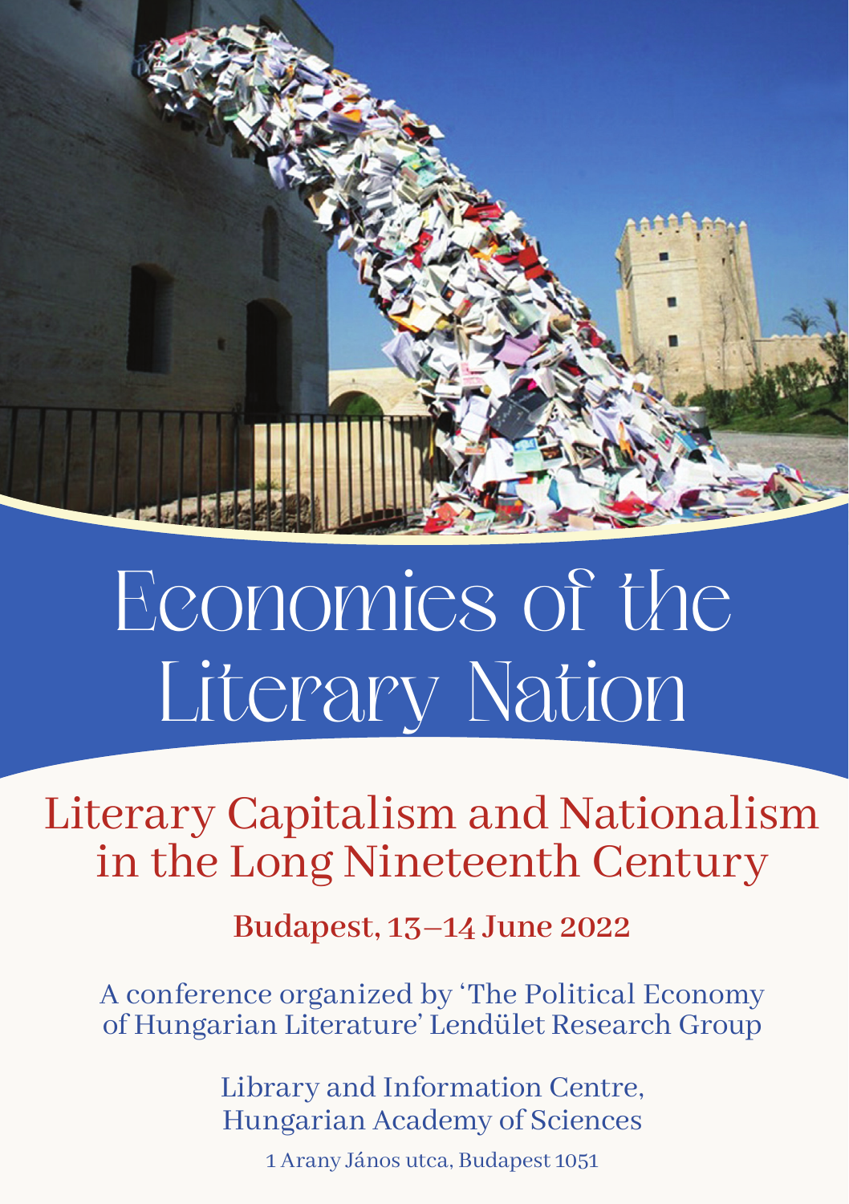# Economies of the Literary Nation

## Literary Capitalism and Nationalism in the Long Nineteenth Century

**Budapest, 13–14 June 2022**

A conference organized by 'The Political Economy of Hungarian Literature' Lendület Research Group

Library and Information Centre,
Hungarian Academy of Sciences

1 Arany János utca, Budapest 1051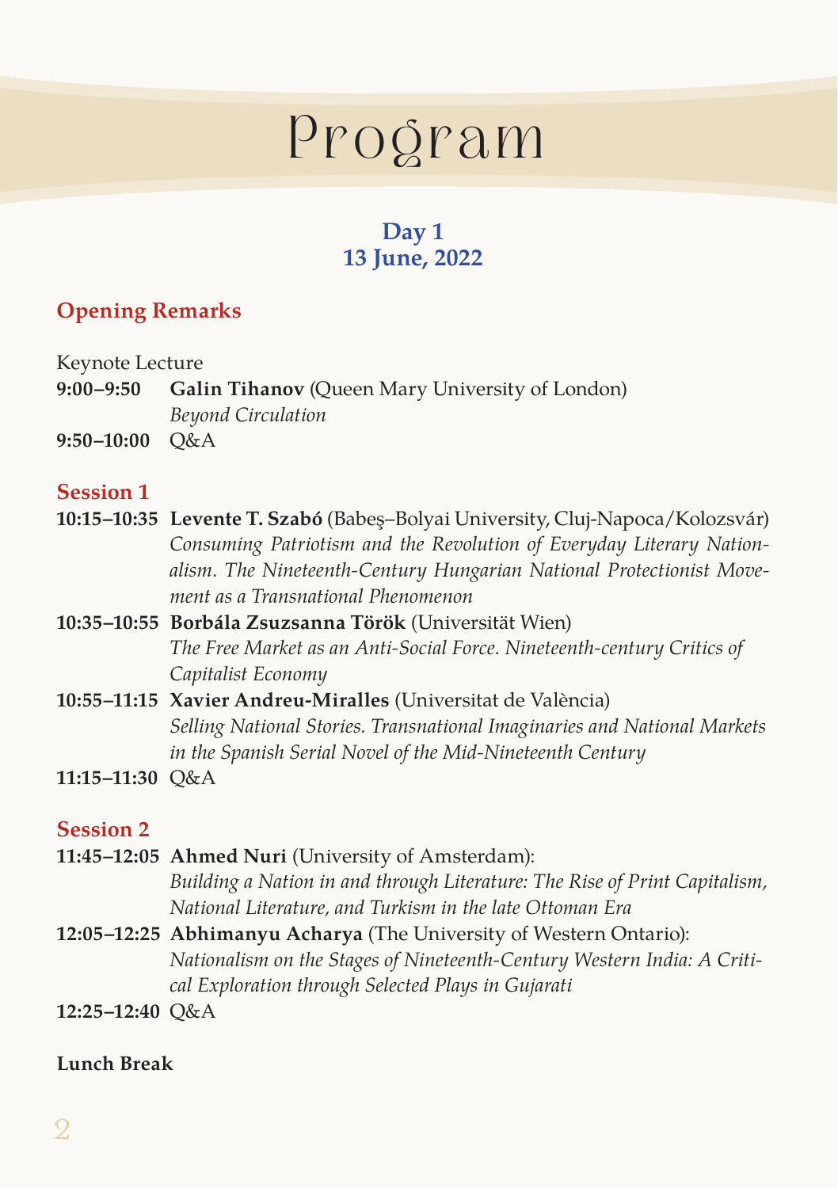# Program

## Day 1
## 13 June, 2022

### Opening Remarks

Keynote Lecture

**9:00–9:50** **Galin Tihanov** (Queen Mary University of London)
*Beyond Circulation*

**9:50–10:00** Q&A

### Session 1

**10:15–10:35** **Levente T. Szabó** (Babeş–Bolyai University, Cluj-Napoca/Kolozsvár)
*Consuming Patriotism and the Revolution of Everyday Literary Nationalism. The Nineteenth-Century Hungarian National Protectionist Movement as a Transnational Phenomenon*

**10:35–10:55** **Borbála Zsuzsanna Török** (Universität Wien)
*The Free Market as an Anti-Social Force. Nineteenth-century Critics of Capitalist Economy*

**10:55–11:15** **Xavier Andreu-Miralles** (Universitat de València)
*Selling National Stories. Transnational Imaginaries and National Markets in the Spanish Serial Novel of the Mid-Nineteenth Century*

**11:15–11:30** Q&A

### Session 2

**11:45–12:05** **Ahmed Nuri** (University of Amsterdam):
*Building a Nation in and through Literature: The Rise of Print Capitalism, National Literature, and Turkism in the late Ottoman Era*

**12:05–12:25** **Abhimanyu Acharya** (The University of Western Ontario):
*Nationalism on the Stages of Nineteenth-Century Western India: A Critical Exploration through Selected Plays in Gujarati*

**12:25–12:40** Q&A

**Lunch Break**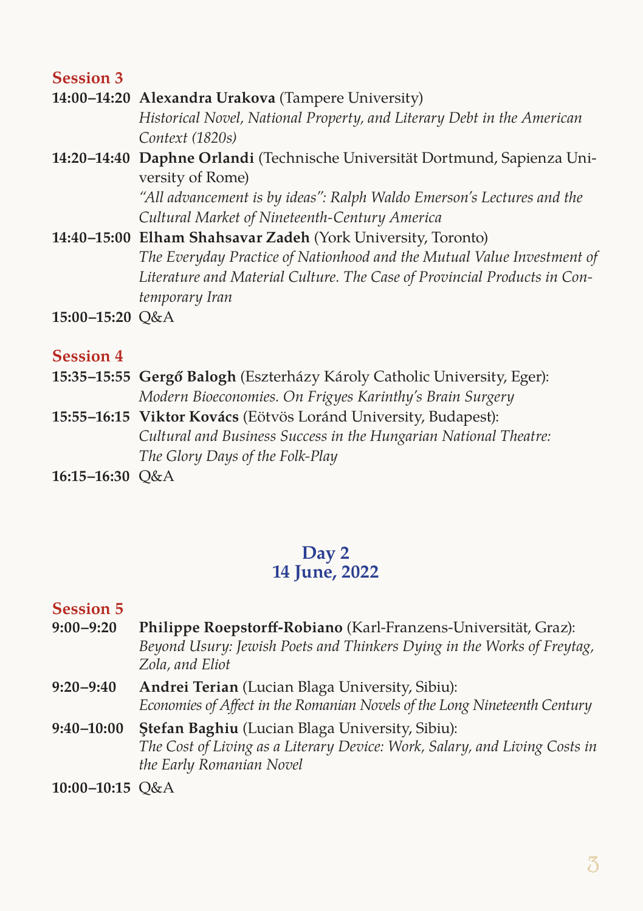## Session 3

**14:00–14:20** **Alexandra Urakova** (Tampere University)
*Historical Novel, National Property, and Literary Debt in the American Context (1820s)*

**14:20–14:40** **Daphne Orlandi** (Technische Universität Dortmund, Sapienza University of Rome)
*"All advancement is by ideas": Ralph Waldo Emerson's Lectures and the Cultural Market of Nineteenth-Century America*

**14:40–15:00** **Elham Shahsavar Zadeh** (York University, Toronto)
*The Everyday Practice of Nationhood and the Mutual Value Investment of Literature and Material Culture. The Case of Provincial Products in Contemporary Iran*

**15:00–15:20** Q&A

## Session 4

**15:35–15:55** **Gergő Balogh** (Eszterházy Károly Catholic University, Eger):
*Modern Bioeconomies. On Frigyes Karinthy's Brain Surgery*

**15:55–16:15** **Viktor Kovács** (Eötvös Loránd University, Budapest):
*Cultural and Business Success in the Hungarian National Theatre: The Glory Days of the Folk-Play*

**16:15–16:30** Q&A

# Day 2
# 14 June, 2022

## Session 5

**9:00–9:20** **Philippe Roepstorff-Robiano** (Karl-Franzens-Universität, Graz):
*Beyond Usury: Jewish Poets and Thinkers Dying in the Works of Freytag, Zola, and Eliot*

**9:20–9:40** **Andrei Terian** (Lucian Blaga University, Sibiu):
*Economies of Affect in the Romanian Novels of the Long Nineteenth Century*

**9:40–10:00** **Ştefan Baghiu** (Lucian Blaga University, Sibiu):
*The Cost of Living as a Literary Device: Work, Salary, and Living Costs in the Early Romanian Novel*

**10:00–10:15** Q&A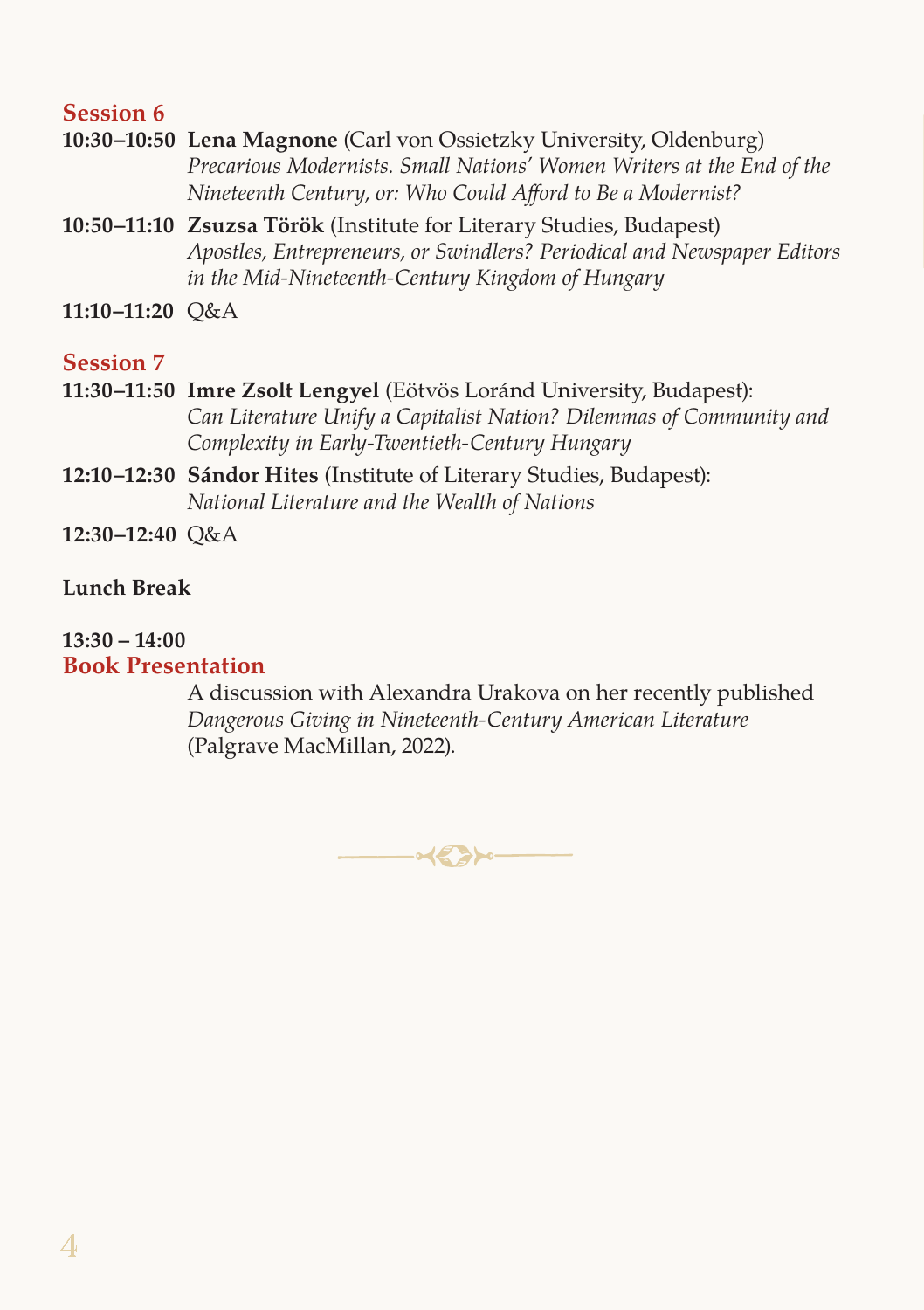## Session 6

**10:30–10:50** **Lena Magnone** (Carl von Ossietzky University, Oldenburg)
*Precarious Modernists. Small Nations' Women Writers at the End of the Nineteenth Century, or: Who Could Afford to Be a Modernist?*

**10:50–11:10** **Zsuzsa Török** (Institute for Literary Studies, Budapest)
*Apostles, Entrepreneurs, or Swindlers? Periodical and Newspaper Editors in the Mid-Nineteenth-Century Kingdom of Hungary*

**11:10–11:20** Q&A

## Session 7

**11:30–11:50** **Imre Zsolt Lengyel** (Eötvös Loránd University, Budapest):
*Can Literature Unify a Capitalist Nation? Dilemmas of Community and Complexity in Early-Twentieth-Century Hungary*

**12:10–12:30** **Sándor Hites** (Institute of Literary Studies, Budapest):
*National Literature and the Wealth of Nations*

**12:30–12:40** Q&A

**Lunch Break**

**13:30 – 14:00**

## Book Presentation

A discussion with Alexandra Urakova on her recently published *Dangerous Giving in Nineteenth-Century American Literature* (Palgrave MacMillan, 2022).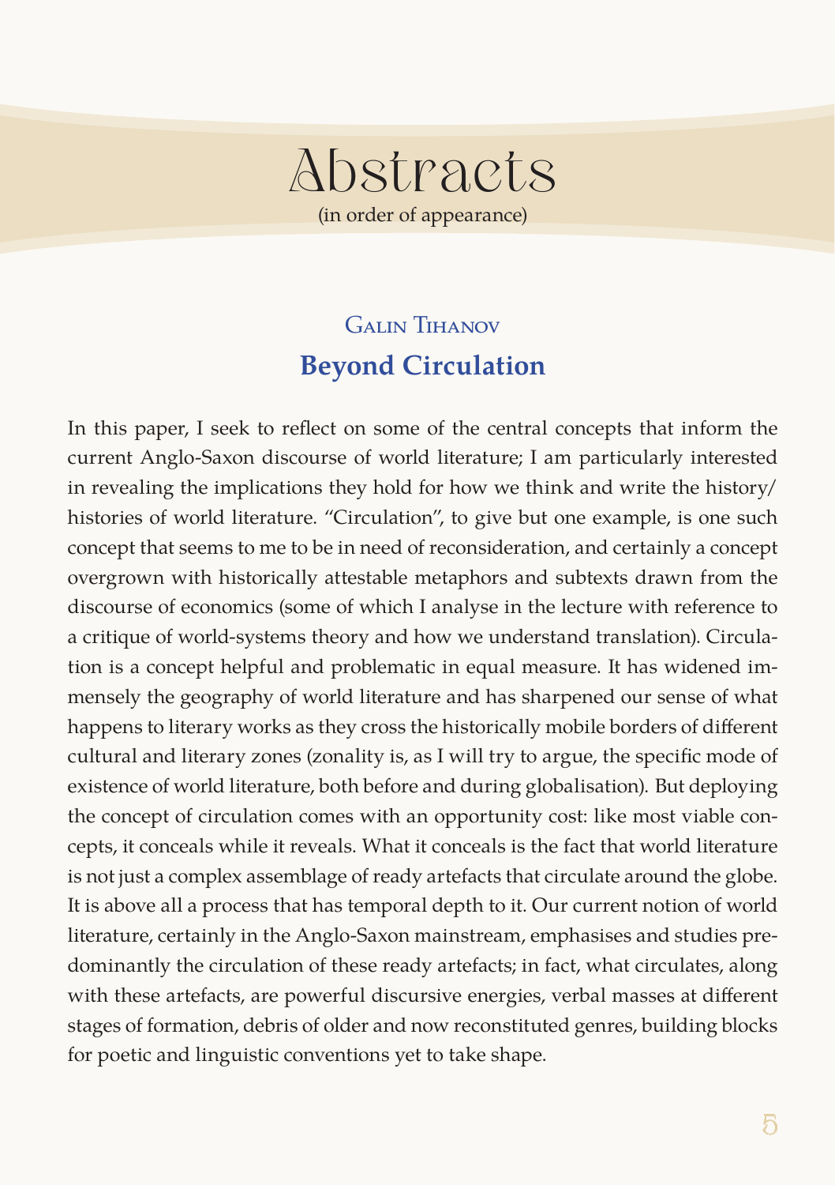# Abstracts

(in order of appearance)

## Galin Tihanov

## Beyond Circulation

In this paper, I seek to reflect on some of the central concepts that inform the current Anglo-Saxon discourse of world literature; I am particularly interested in revealing the implications they hold for how we think and write the history/histories of world literature. "Circulation", to give but one example, is one such concept that seems to me to be in need of reconsideration, and certainly a concept overgrown with historically attestable metaphors and subtexts drawn from the discourse of economics (some of which I analyse in the lecture with reference to a critique of world-systems theory and how we understand translation). Circulation is a concept helpful and problematic in equal measure. It has widened immensely the geography of world literature and has sharpened our sense of what happens to literary works as they cross the historically mobile borders of different cultural and literary zones (zonality is, as I will try to argue, the specific mode of existence of world literature, both before and during globalisation). But deploying the concept of circulation comes with an opportunity cost: like most viable concepts, it conceals while it reveals. What it conceals is the fact that world literature is not just a complex assemblage of ready artefacts that circulate around the globe. It is above all a process that has temporal depth to it. Our current notion of world literature, certainly in the Anglo-Saxon mainstream, emphasises and studies predominantly the circulation of these ready artefacts; in fact, what circulates, along with these artefacts, are powerful discursive energies, verbal masses at different stages of formation, debris of older and now reconstituted genres, building blocks for poetic and linguistic conventions yet to take shape.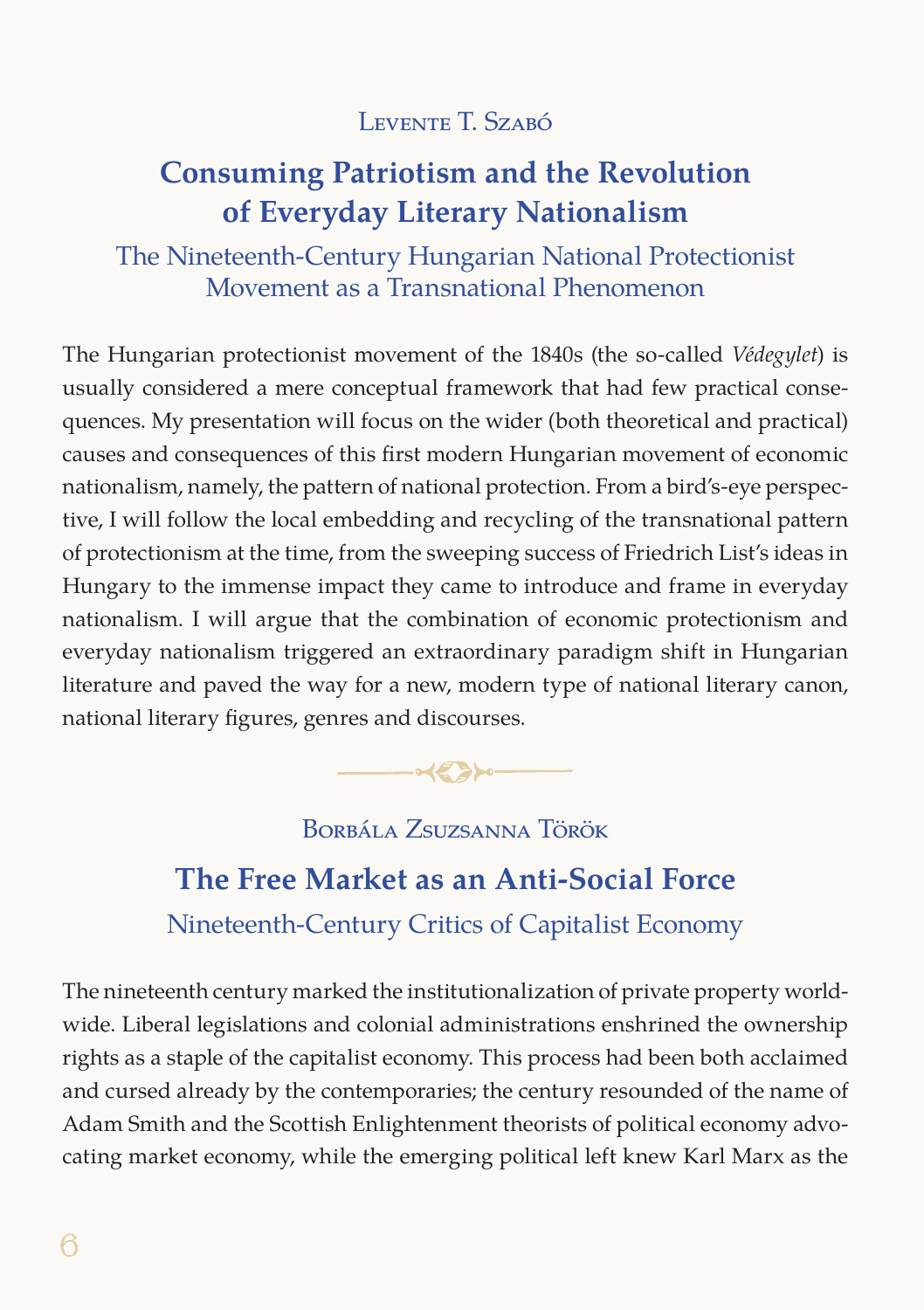### Levente T. Szabó

## Consuming Patriotism and the Revolution of Everyday Literary Nationalism

### The Nineteenth-Century Hungarian National Protectionist Movement as a Transnational Phenomenon

The Hungarian protectionist movement of the 1840s (the so-called *Védegylet*) is usually considered a mere conceptual framework that had few practical consequences. My presentation will focus on the wider (both theoretical and practical) causes and consequences of this first modern Hungarian movement of economic nationalism, namely, the pattern of national protection. From a bird's-eye perspective, I will follow the local embedding and recycling of the transnational pattern of protectionism at the time, from the sweeping success of Friedrich List's ideas in Hungary to the immense impact they came to introduce and frame in everyday nationalism. I will argue that the combination of economic protectionism and everyday nationalism triggered an extraordinary paradigm shift in Hungarian literature and paved the way for a new, modern type of national literary canon, national literary figures, genres and discourses.

---

### Borbála Zsuzsanna Török

## The Free Market as an Anti-Social Force

### Nineteenth-Century Critics of Capitalist Economy

The nineteenth century marked the institutionalization of private property worldwide. Liberal legislations and colonial administrations enshrined the ownership rights as a staple of the capitalist economy. This process had been both acclaimed and cursed already by the contemporaries; the century resounded of the name of Adam Smith and the Scottish Enlightenment theorists of political economy advocating market economy, while the emerging political left knew Karl Marx as the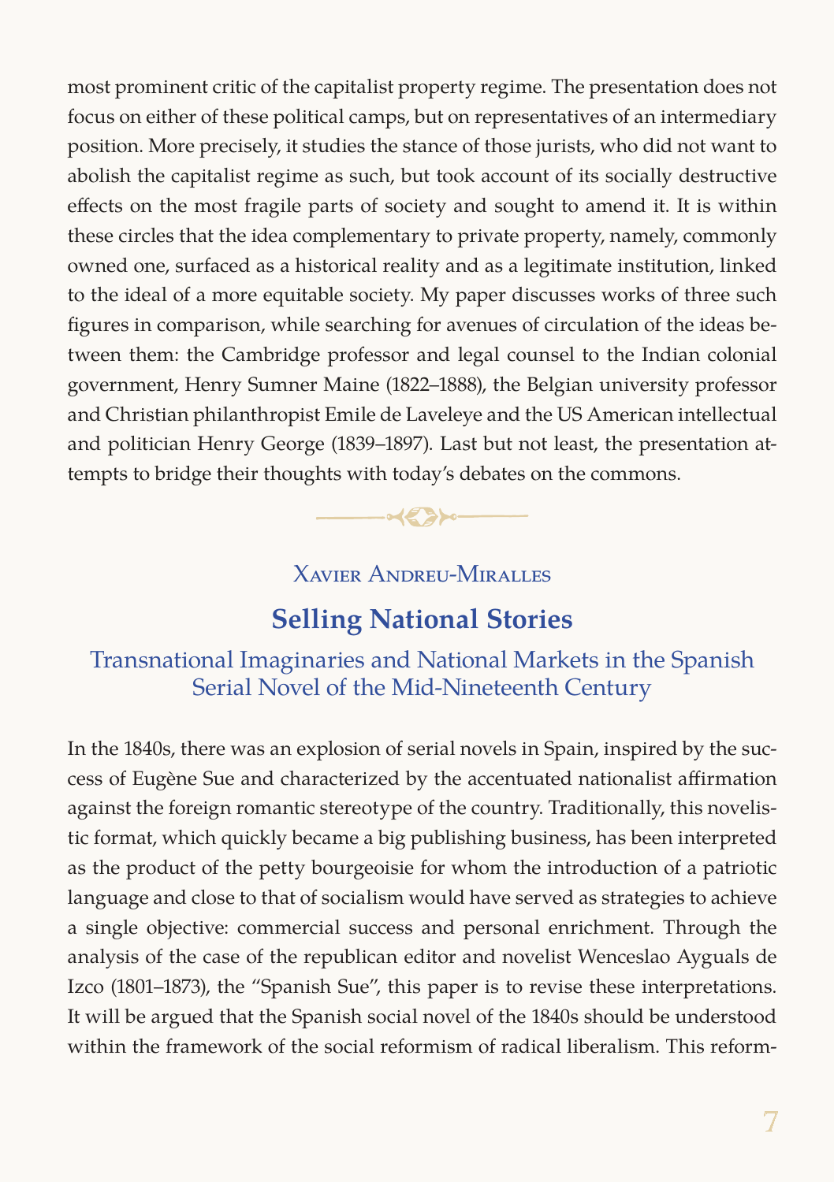most prominent critic of the capitalist property regime. The presentation does not focus on either of these political camps, but on representatives of an intermediary position. More precisely, it studies the stance of those jurists, who did not want to abolish the capitalist regime as such, but took account of its socially destructive effects on the most fragile parts of society and sought to amend it. It is within these circles that the idea complementary to private property, namely, commonly owned one, surfaced as a historical reality and as a legitimate institution, linked to the ideal of a more equitable society. My paper discusses works of three such figures in comparison, while searching for avenues of circulation of the ideas between them: the Cambridge professor and legal counsel to the Indian colonial government, Henry Sumner Maine (1822–1888), the Belgian university professor and Christian philanthropist Emile de Laveleye and the US American intellectual and politician Henry George (1839–1897). Last but not least, the presentation attempts to bridge their thoughts with today's debates on the commons.

### Xavier Andreu-Miralles

## Selling National Stories

### Transnational Imaginaries and National Markets in the Spanish Serial Novel of the Mid-Nineteenth Century

In the 1840s, there was an explosion of serial novels in Spain, inspired by the success of Eugène Sue and characterized by the accentuated nationalist affirmation against the foreign romantic stereotype of the country. Traditionally, this novelistic format, which quickly became a big publishing business, has been interpreted as the product of the petty bourgeoisie for whom the introduction of a patriotic language and close to that of socialism would have served as strategies to achieve a single objective: commercial success and personal enrichment. Through the analysis of the case of the republican editor and novelist Wenceslao Ayguals de Izco (1801–1873), the "Spanish Sue", this paper is to revise these interpretations. It will be argued that the Spanish social novel of the 1840s should be understood within the framework of the social reformism of radical liberalism. This reform-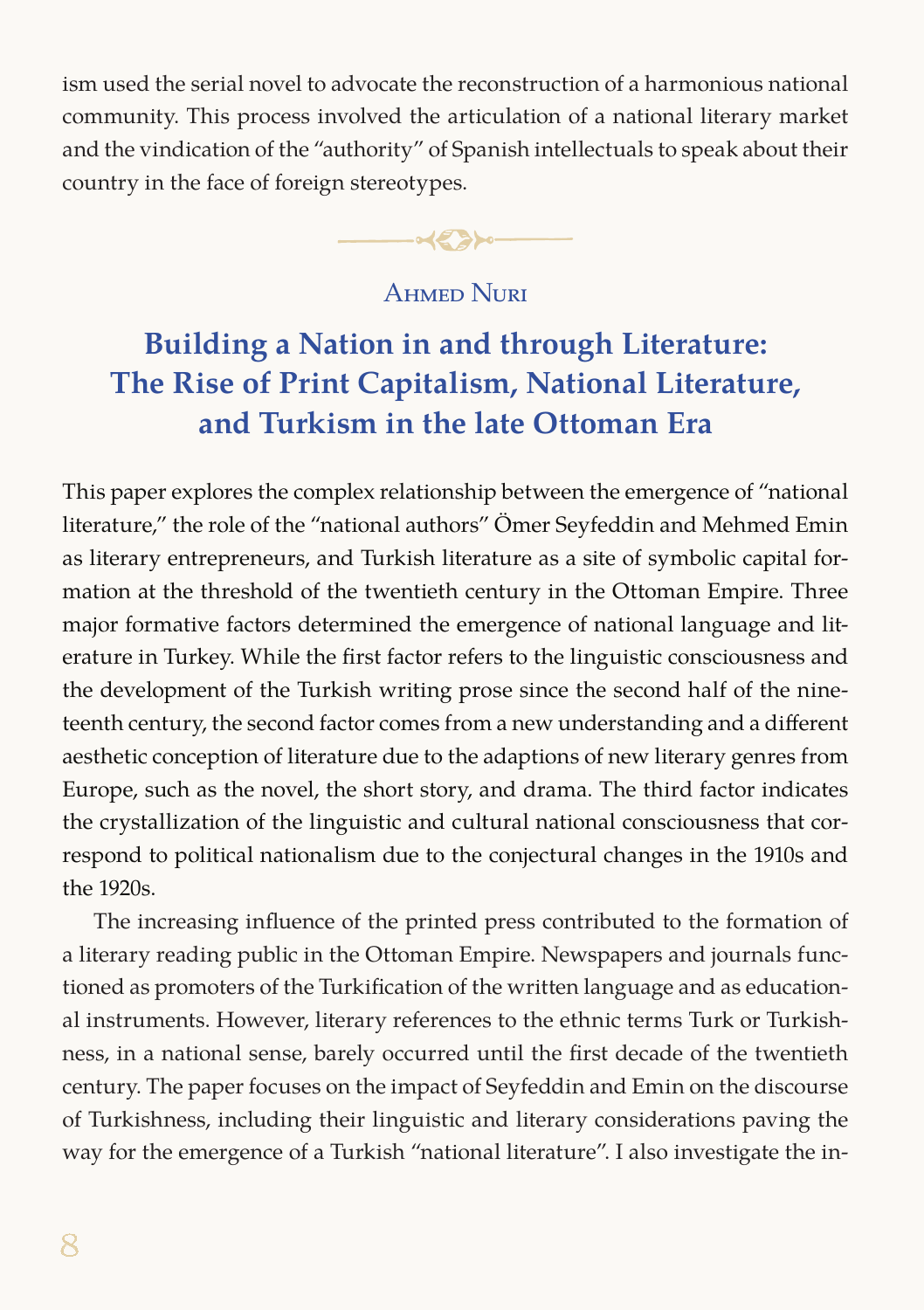ism used the serial novel to advocate the reconstruction of a harmonious national community. This process involved the articulation of a national literary market and the vindication of the "authority" of Spanish intellectuals to speak about their country in the face of foreign stereotypes.

Ahmed Nuri

## Building a Nation in and through Literature: The Rise of Print Capitalism, National Literature, and Turkism in the late Ottoman Era

This paper explores the complex relationship between the emergence of "national literature," the role of the "national authors" Ömer Seyfeddin and Mehmed Emin as literary entrepreneurs, and Turkish literature as a site of symbolic capital formation at the threshold of the twentieth century in the Ottoman Empire. Three major formative factors determined the emergence of national language and literature in Turkey. While the first factor refers to the linguistic consciousness and the development of the Turkish writing prose since the second half of the nineteenth century, the second factor comes from a new understanding and a different aesthetic conception of literature due to the adaptions of new literary genres from Europe, such as the novel, the short story, and drama. The third factor indicates the crystallization of the linguistic and cultural national consciousness that correspond to political nationalism due to the conjectural changes in the 1910s and the 1920s.

The increasing influence of the printed press contributed to the formation of a literary reading public in the Ottoman Empire. Newspapers and journals functioned as promoters of the Turkification of the written language and as educational instruments. However, literary references to the ethnic terms Turk or Turkishness, in a national sense, barely occurred until the first decade of the twentieth century. The paper focuses on the impact of Seyfeddin and Emin on the discourse of Turkishness, including their linguistic and literary considerations paving the way for the emergence of a Turkish "national literature". I also investigate the in-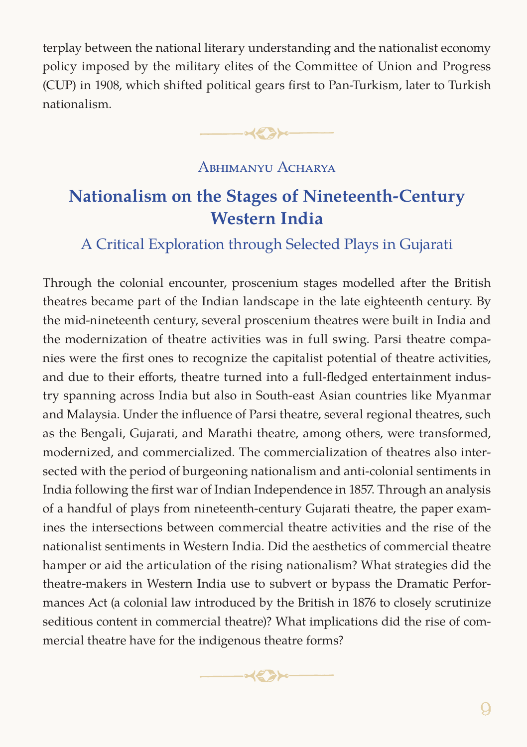terplay between the national literary understanding and the nationalist economy policy imposed by the military elites of the Committee of Union and Progress (CUP) in 1908, which shifted political gears first to Pan-Turkism, later to Turkish nationalism.

---

### Abhimanyu Acharya

## Nationalism on the Stages of Nineteenth-Century Western India

### A Critical Exploration through Selected Plays in Gujarati

Through the colonial encounter, proscenium stages modelled after the British theatres became part of the Indian landscape in the late eighteenth century. By the mid-nineteenth century, several proscenium theatres were built in India and the modernization of theatre activities was in full swing. Parsi theatre companies were the first ones to recognize the capitalist potential of theatre activities, and due to their efforts, theatre turned into a full-fledged entertainment industry spanning across India but also in South-east Asian countries like Myanmar and Malaysia. Under the influence of Parsi theatre, several regional theatres, such as the Bengali, Gujarati, and Marathi theatre, among others, were transformed, modernized, and commercialized. The commercialization of theatres also intersected with the period of burgeoning nationalism and anti-colonial sentiments in India following the first war of Indian Independence in 1857. Through an analysis of a handful of plays from nineteenth-century Gujarati theatre, the paper examines the intersections between commercial theatre activities and the rise of the nationalist sentiments in Western India. Did the aesthetics of commercial theatre hamper or aid the articulation of the rising nationalism? What strategies did the theatre-makers in Western India use to subvert or bypass the Dramatic Performances Act (a colonial law introduced by the British in 1876 to closely scrutinize seditious content in commercial theatre)? What implications did the rise of commercial theatre have for the indigenous theatre forms?

---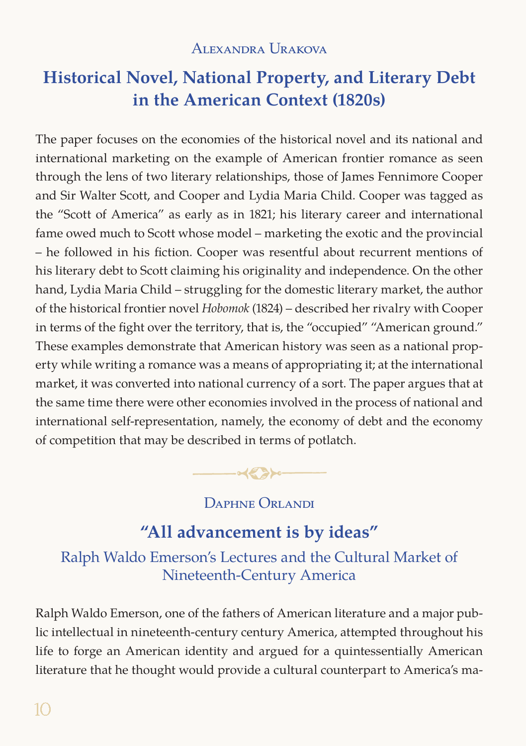Alexandra Urakova

## Historical Novel, National Property, and Literary Debt in the American Context (1820s)

The paper focuses on the economies of the historical novel and its national and international marketing on the example of American frontier romance as seen through the lens of two literary relationships, those of James Fennimore Cooper and Sir Walter Scott, and Cooper and Lydia Maria Child. Cooper was tagged as the "Scott of America" as early as in 1821; his literary career and international fame owed much to Scott whose model – marketing the exotic and the provincial – he followed in his fiction. Cooper was resentful about recurrent mentions of his literary debt to Scott claiming his originality and independence. On the other hand, Lydia Maria Child – struggling for the domestic literary market, the author of the historical frontier novel *Hobomok* (1824) – described her rivalry with Cooper in terms of the fight over the territory, that is, the "occupied" "American ground." These examples demonstrate that American history was seen as a national property while writing a romance was a means of appropriating it; at the international market, it was converted into national currency of a sort. The paper argues that at the same time there were other economies involved in the process of national and international self-representation, namely, the economy of debt and the economy of competition that may be described in terms of potlatch.

Daphne Orlandi

## "All advancement is by ideas"

### Ralph Waldo Emerson's Lectures and the Cultural Market of Nineteenth-Century America

Ralph Waldo Emerson, one of the fathers of American literature and a major public intellectual in nineteenth-century century America, attempted throughout his life to forge an American identity and argued for a quintessentially American literature that he thought would provide a cultural counterpart to America's ma-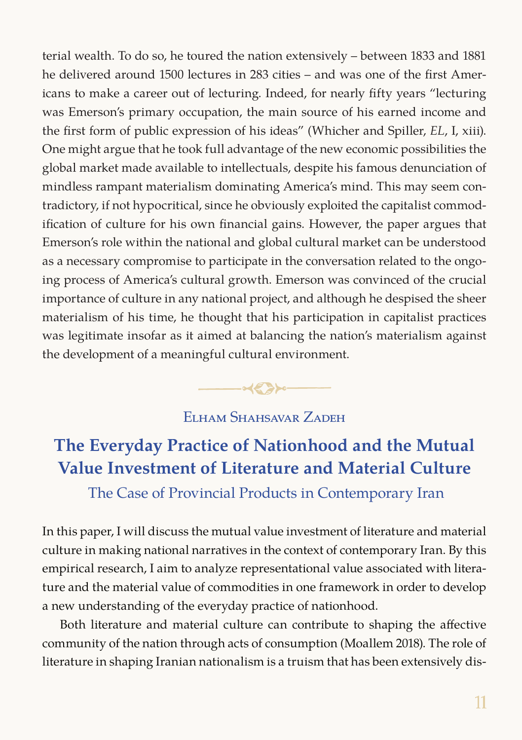terial wealth. To do so, he toured the nation extensively – between 1833 and 1881 he delivered around 1500 lectures in 283 cities – and was one of the first Americans to make a career out of lecturing. Indeed, for nearly fifty years "lecturing was Emerson's primary occupation, the main source of his earned income and the first form of public expression of his ideas" (Whicher and Spiller, *EL*, I, xiii). One might argue that he took full advantage of the new economic possibilities the global market made available to intellectuals, despite his famous denunciation of mindless rampant materialism dominating America's mind. This may seem contradictory, if not hypocritical, since he obviously exploited the capitalist commodification of culture for his own financial gains. However, the paper argues that Emerson's role within the national and global cultural market can be understood as a necessary compromise to participate in the conversation related to the ongoing process of America's cultural growth. Emerson was convinced of the crucial importance of culture in any national project, and although he despised the sheer materialism of his time, he thought that his participation in capitalist practices was legitimate insofar as it aimed at balancing the nation's materialism against the development of a meaningful cultural environment.

Elham Shahsavar Zadeh

## The Everyday Practice of Nationhood and the Mutual Value Investment of Literature and Material Culture

### The Case of Provincial Products in Contemporary Iran

In this paper, I will discuss the mutual value investment of literature and material culture in making national narratives in the context of contemporary Iran. By this empirical research, I aim to analyze representational value associated with literature and the material value of commodities in one framework in order to develop a new understanding of the everyday practice of nationhood.

Both literature and material culture can contribute to shaping the affective community of the nation through acts of consumption (Moallem 2018). The role of literature in shaping Iranian nationalism is a truism that has been extensively dis-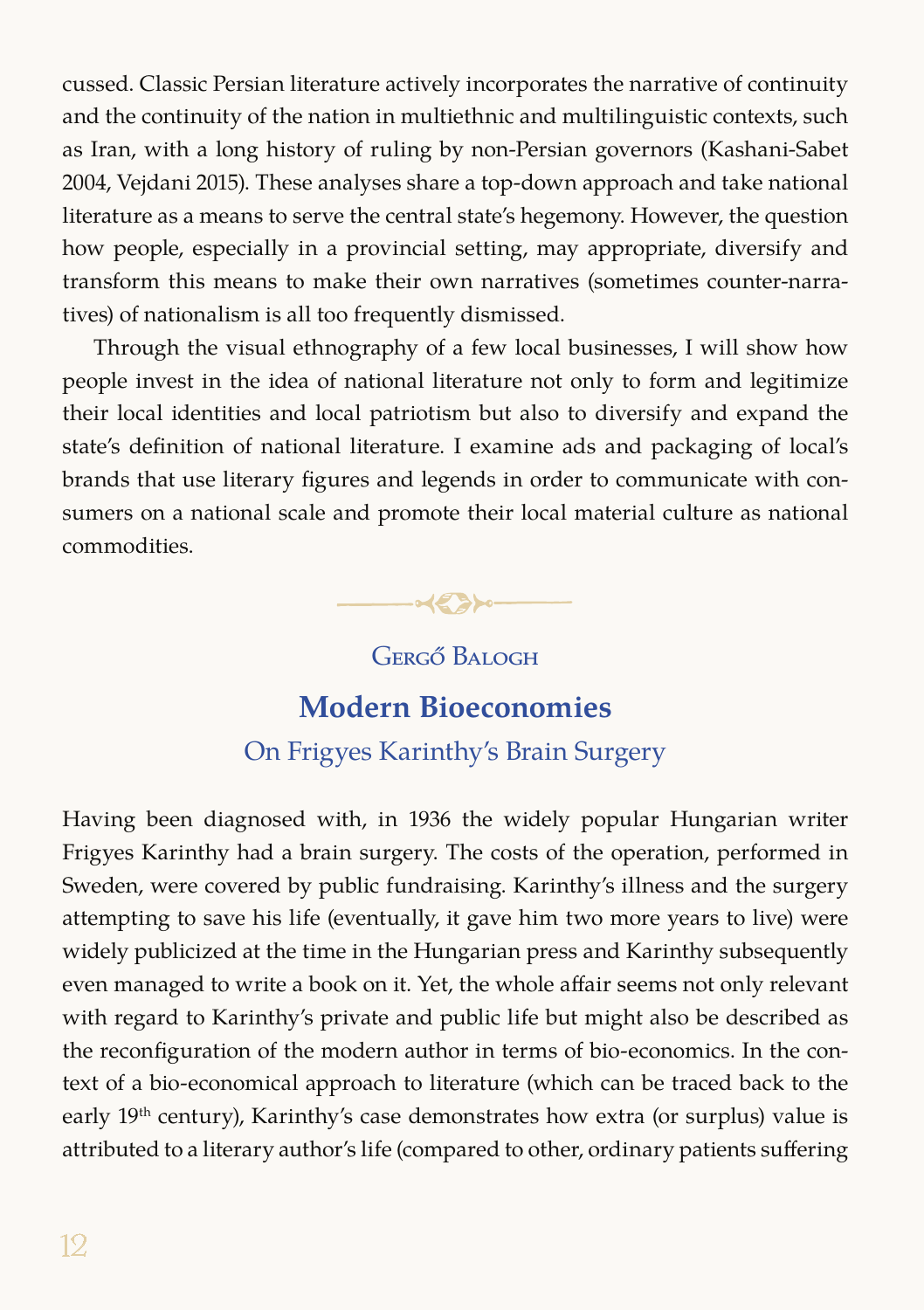cussed. Classic Persian literature actively incorporates the narrative of continuity and the continuity of the nation in multiethnic and multilinguistic contexts, such as Iran, with a long history of ruling by non-Persian governors (Kashani-Sabet 2004, Vejdani 2015). These analyses share a top-down approach and take national literature as a means to serve the central state's hegemony. However, the question how people, especially in a provincial setting, may appropriate, diversify and transform this means to make their own narratives (sometimes counter-narratives) of nationalism is all too frequently dismissed.

Through the visual ethnography of a few local businesses, I will show how people invest in the idea of national literature not only to form and legitimize their local identities and local patriotism but also to diversify and expand the state's definition of national literature. I examine ads and packaging of local's brands that use literary figures and legends in order to communicate with consumers on a national scale and promote their local material culture as national commodities.

Gergő Balogh

## Modern Bioeconomies

### On Frigyes Karinthy's Brain Surgery

Having been diagnosed with, in 1936 the widely popular Hungarian writer Frigyes Karinthy had a brain surgery. The costs of the operation, performed in Sweden, were covered by public fundraising. Karinthy's illness and the surgery attempting to save his life (eventually, it gave him two more years to live) were widely publicized at the time in the Hungarian press and Karinthy subsequently even managed to write a book on it. Yet, the whole affair seems not only relevant with regard to Karinthy's private and public life but might also be described as the reconfiguration of the modern author in terms of bio-economics. In the context of a bio-economical approach to literature (which can be traced back to the early 19th century), Karinthy's case demonstrates how extra (or surplus) value is attributed to a literary author's life (compared to other, ordinary patients suffering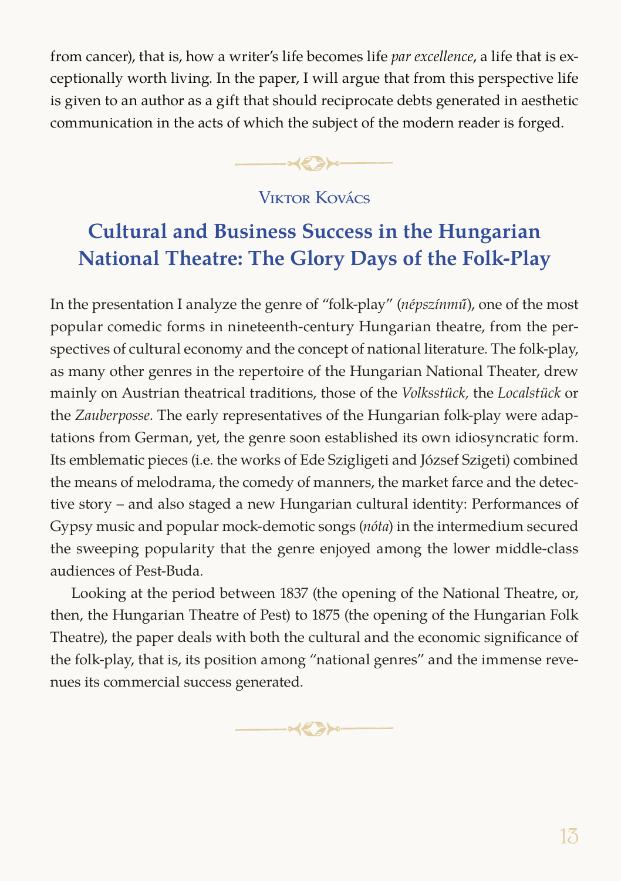from cancer), that is, how a writer's life becomes life *par excellence*, a life that is exceptionally worth living. In the paper, I will argue that from this perspective life is given to an author as a gift that should reciprocate debts generated in aesthetic communication in the acts of which the subject of the modern reader is forged.

---

Viktor Kovács

## Cultural and Business Success in the Hungarian National Theatre: The Glory Days of the Folk-Play

In the presentation I analyze the genre of "folk-play" (*népszínmű*), one of the most popular comedic forms in nineteenth-century Hungarian theatre, from the perspectives of cultural economy and the concept of national literature. The folk-play, as many other genres in the repertoire of the Hungarian National Theater, drew mainly on Austrian theatrical traditions, those of the *Volksstück,* the *Localstück* or the *Zauberposse*. The early representatives of the Hungarian folk-play were adaptations from German, yet, the genre soon established its own idiosyncratic form. Its emblematic pieces (i.e. the works of Ede Szigligeti and József Szigeti) combined the means of melodrama, the comedy of manners, the market farce and the detective story – and also staged a new Hungarian cultural identity: Performances of Gypsy music and popular mock-demotic songs (*nóta*) in the intermedium secured the sweeping popularity that the genre enjoyed among the lower middle-class audiences of Pest-Buda.

Looking at the period between 1837 (the opening of the National Theatre, or, then, the Hungarian Theatre of Pest) to 1875 (the opening of the Hungarian Folk Theatre), the paper deals with both the cultural and the economic significance of the folk-play, that is, its position among "national genres" and the immense revenues its commercial success generated.

---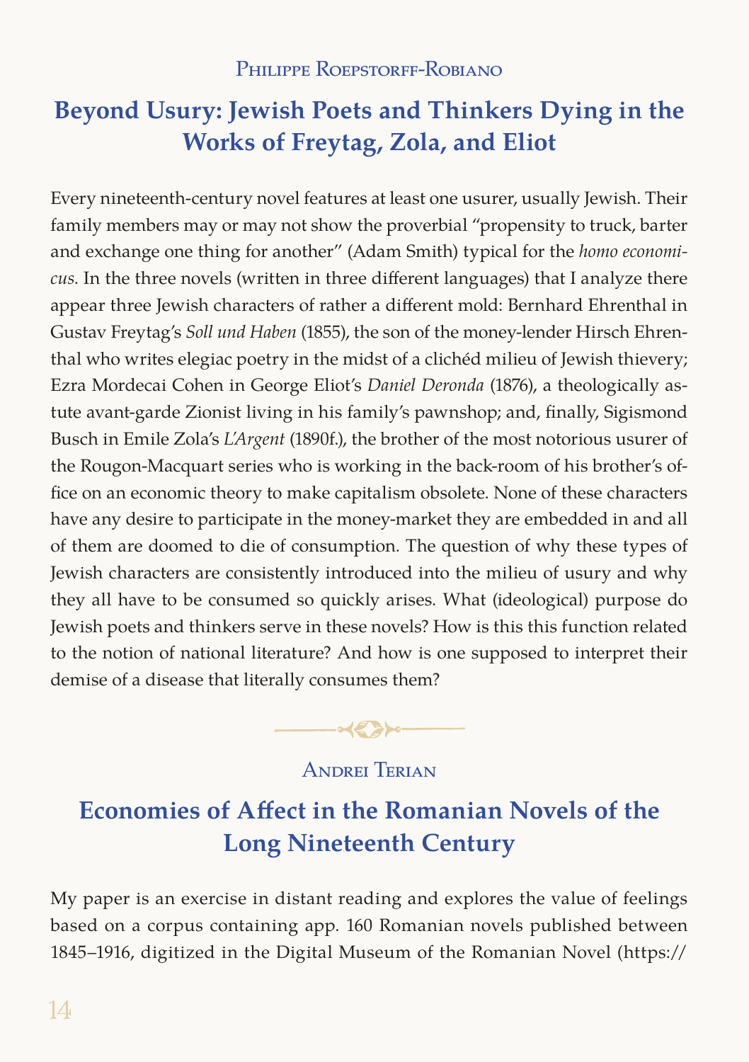Philippe Roepstorff-Robiano

## Beyond Usury: Jewish Poets and Thinkers Dying in the Works of Freytag, Zola, and Eliot

Every nineteenth-century novel features at least one usurer, usually Jewish. Their family members may or may not show the proverbial "propensity to truck, barter and exchange one thing for another" (Adam Smith) typical for the *homo economicus*. In the three novels (written in three different languages) that I analyze there appear three Jewish characters of rather a different mold: Bernhard Ehrenthal in Gustav Freytag's *Soll und Haben* (1855), the son of the money-lender Hirsch Ehrenthal who writes elegiac poetry in the midst of a clichéd milieu of Jewish thievery; Ezra Mordecai Cohen in George Eliot's *Daniel Deronda* (1876), a theologically astute avant-garde Zionist living in his family's pawnshop; and, finally, Sigismond Busch in Emile Zola's *L'Argent* (1890f.), the brother of the most notorious usurer of the Rougon-Macquart series who is working in the back-room of his brother's office on an economic theory to make capitalism obsolete. None of these characters have any desire to participate in the money-market they are embedded in and all of them are doomed to die of consumption. The question of why these types of Jewish characters are consistently introduced into the milieu of usury and why they all have to be consumed so quickly arises. What (ideological) purpose do Jewish poets and thinkers serve in these novels? How is this this function related to the notion of national literature? And how is one supposed to interpret their demise of a disease that literally consumes them?

Andrei Terian

## Economies of Affect in the Romanian Novels of the Long Nineteenth Century

My paper is an exercise in distant reading and explores the value of feelings based on a corpus containing app. 160 Romanian novels published between 1845–1916, digitized in the Digital Museum of the Romanian Novel (https://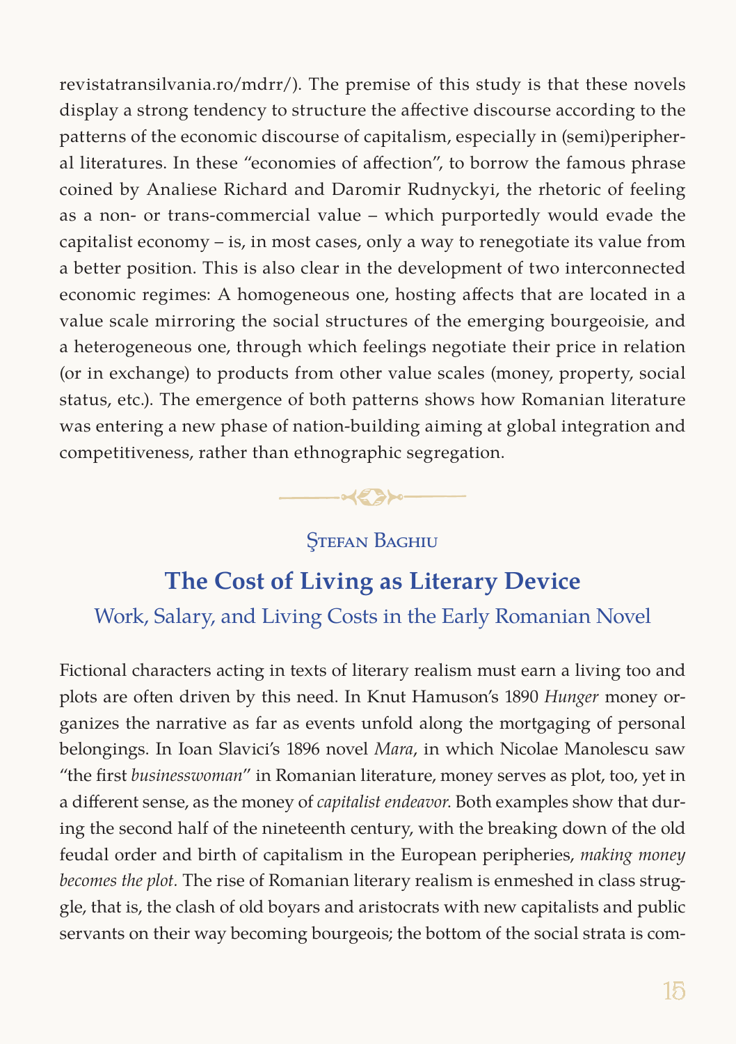revistatransilvania.ro/mdrr/). The premise of this study is that these novels display a strong tendency to structure the affective discourse according to the patterns of the economic discourse of capitalism, especially in (semi)peripheral literatures. In these "economies of affection", to borrow the famous phrase coined by Analiese Richard and Daromir Rudnyckyi, the rhetoric of feeling as a non- or trans-commercial value – which purportedly would evade the capitalist economy – is, in most cases, only a way to renegotiate its value from a better position. This is also clear in the development of two interconnected economic regimes: A homogeneous one, hosting affects that are located in a value scale mirroring the social structures of the emerging bourgeoisie, and a heterogeneous one, through which feelings negotiate their price in relation (or in exchange) to products from other value scales (money, property, social status, etc.). The emergence of both patterns shows how Romanian literature was entering a new phase of nation-building aiming at global integration and competitiveness, rather than ethnographic segregation.

Ştefan Baghiu

## The Cost of Living as Literary Device

### Work, Salary, and Living Costs in the Early Romanian Novel

Fictional characters acting in texts of literary realism must earn a living too and plots are often driven by this need. In Knut Hamuson's 1890 *Hunger* money organizes the narrative as far as events unfold along the mortgaging of personal belongings. In Ioan Slavici's 1896 novel *Mara*, in which Nicolae Manolescu saw "the first *businesswoman*" in Romanian literature, money serves as plot, too, yet in a different sense, as the money of *capitalist endeavor*. Both examples show that during the second half of the nineteenth century, with the breaking down of the old feudal order and birth of capitalism in the European peripheries, *making money becomes the plot*. The rise of Romanian literary realism is enmeshed in class struggle, that is, the clash of old boyars and aristocrats with new capitalists and public servants on their way becoming bourgeois; the bottom of the social strata is com-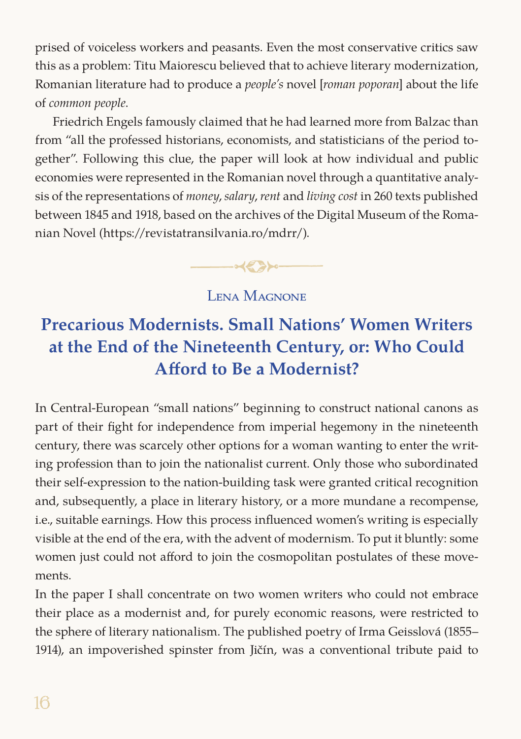prised of voiceless workers and peasants. Even the most conservative critics saw this as a problem: Titu Maiorescu believed that to achieve literary modernization, Romanian literature had to produce a *people's* novel [*roman poporan*] about the life of *common people*.

Friedrich Engels famously claimed that he had learned more from Balzac than from "all the professed historians, economists, and statisticians of the period together". Following this clue, the paper will look at how individual and public economies were represented in the Romanian novel through a quantitative analysis of the representations of *money*, *salary*, *rent* and *living cost* in 260 texts published between 1845 and 1918, based on the archives of the Digital Museum of the Romanian Novel (https://revistatransilvania.ro/mdrr/).

### Lena Magnone

## Precarious Modernists. Small Nations' Women Writers at the End of the Nineteenth Century, or: Who Could Afford to Be a Modernist?

In Central-European "small nations" beginning to construct national canons as part of their fight for independence from imperial hegemony in the nineteenth century, there was scarcely other options for a woman wanting to enter the writing profession than to join the nationalist current. Only those who subordinated their self-expression to the nation-building task were granted critical recognition and, subsequently, a place in literary history, or a more mundane a recompense, i.e., suitable earnings. How this process influenced women's writing is especially visible at the end of the era, with the advent of modernism. To put it bluntly: some women just could not afford to join the cosmopolitan postulates of these movements.

In the paper I shall concentrate on two women writers who could not embrace their place as a modernist and, for purely economic reasons, were restricted to the sphere of literary nationalism. The published poetry of Irma Geisslová (1855–1914), an impoverished spinster from Jičín, was a conventional tribute paid to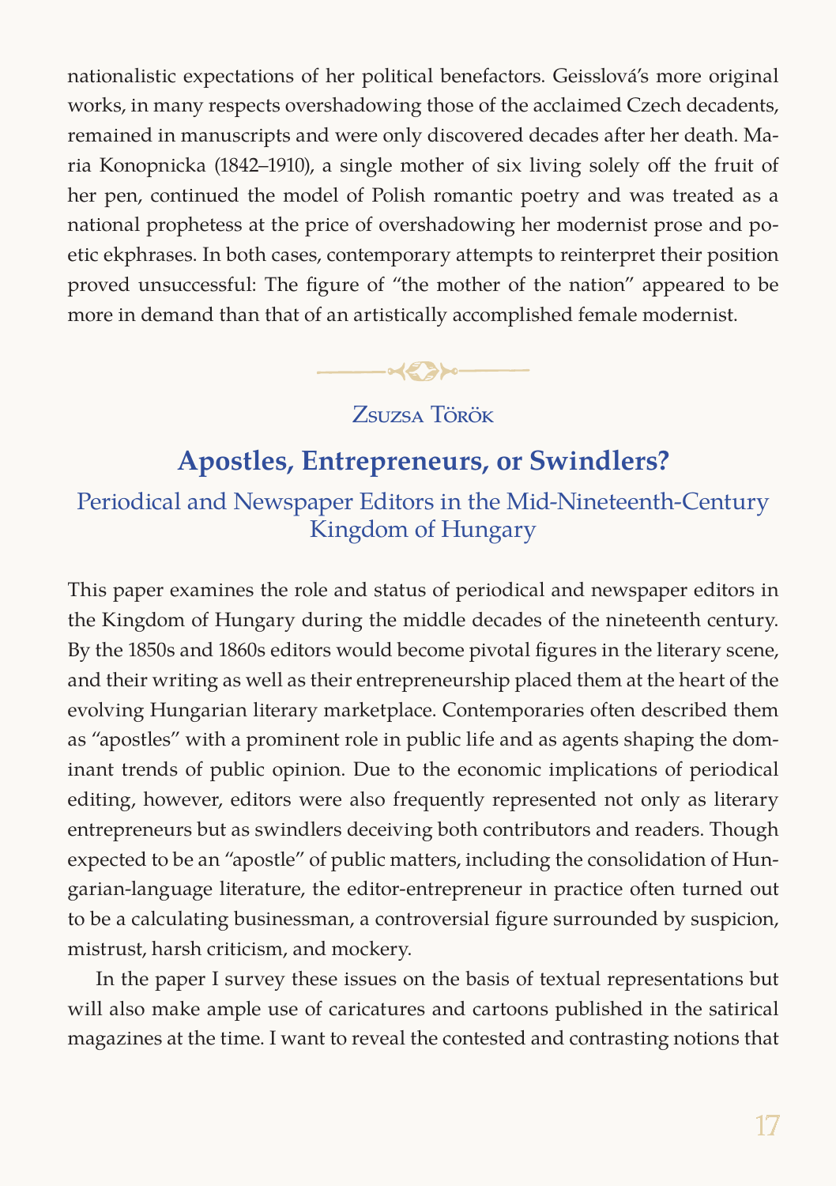nationalistic expectations of her political benefactors. Geisslová's more original works, in many respects overshadowing those of the acclaimed Czech decadents, remained in manuscripts and were only discovered decades after her death. Maria Konopnicka (1842–1910), a single mother of six living solely off the fruit of her pen, continued the model of Polish romantic poetry and was treated as a national prophetess at the price of overshadowing her modernist prose and poetic ekphrases. In both cases, contemporary attempts to reinterpret their position proved unsuccessful: The figure of "the mother of the nation" appeared to be more in demand than that of an artistically accomplished female modernist.

Zsuzsa Török

## Apostles, Entrepreneurs, or Swindlers?

### Periodical and Newspaper Editors in the Mid-Nineteenth-Century Kingdom of Hungary

This paper examines the role and status of periodical and newspaper editors in the Kingdom of Hungary during the middle decades of the nineteenth century. By the 1850s and 1860s editors would become pivotal figures in the literary scene, and their writing as well as their entrepreneurship placed them at the heart of the evolving Hungarian literary marketplace. Contemporaries often described them as "apostles" with a prominent role in public life and as agents shaping the dominant trends of public opinion. Due to the economic implications of periodical editing, however, editors were also frequently represented not only as literary entrepreneurs but as swindlers deceiving both contributors and readers. Though expected to be an "apostle" of public matters, including the consolidation of Hungarian-language literature, the editor-entrepreneur in practice often turned out to be a calculating businessman, a controversial figure surrounded by suspicion, mistrust, harsh criticism, and mockery.

In the paper I survey these issues on the basis of textual representations but will also make ample use of caricatures and cartoons published in the satirical magazines at the time. I want to reveal the contested and contrasting notions that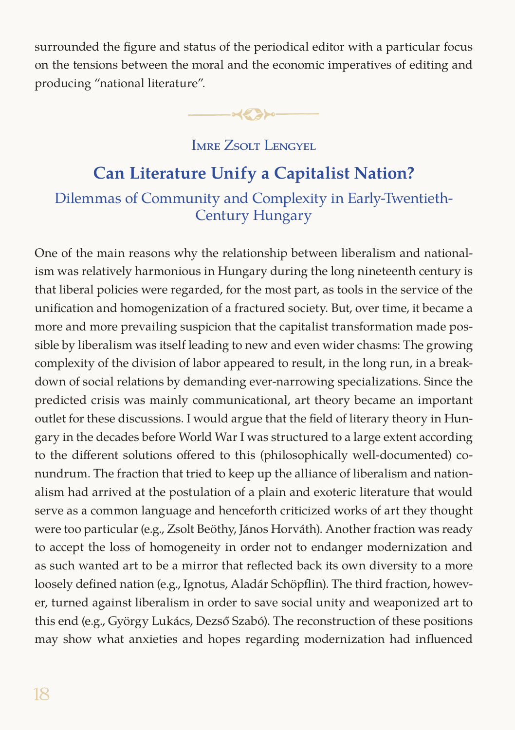surrounded the figure and status of the periodical editor with a particular focus on the tensions between the moral and the economic imperatives of editing and producing "national literature".

---

Imre Zsolt Lengyel

## Can Literature Unify a Capitalist Nation?

### Dilemmas of Community and Complexity in Early-Twentieth-Century Hungary

One of the main reasons why the relationship between liberalism and nationalism was relatively harmonious in Hungary during the long nineteenth century is that liberal policies were regarded, for the most part, as tools in the service of the unification and homogenization of a fractured society. But, over time, it became a more and more prevailing suspicion that the capitalist transformation made possible by liberalism was itself leading to new and even wider chasms: The growing complexity of the division of labor appeared to result, in the long run, in a breakdown of social relations by demanding ever-narrowing specializations. Since the predicted crisis was mainly communicational, art theory became an important outlet for these discussions. I would argue that the field of literary theory in Hungary in the decades before World War I was structured to a large extent according to the different solutions offered to this (philosophically well-documented) conundrum. The fraction that tried to keep up the alliance of liberalism and nationalism had arrived at the postulation of a plain and exoteric literature that would serve as a common language and henceforth criticized works of art they thought were too particular (e.g., Zsolt Beöthy, János Horváth). Another fraction was ready to accept the loss of homogeneity in order not to endanger modernization and as such wanted art to be a mirror that reflected back its own diversity to a more loosely defined nation (e.g., Ignotus, Aladár Schöpflin). The third fraction, however, turned against liberalism in order to save social unity and weaponized art to this end (e.g., György Lukács, Dezső Szabó). The reconstruction of these positions may show what anxieties and hopes regarding modernization had influenced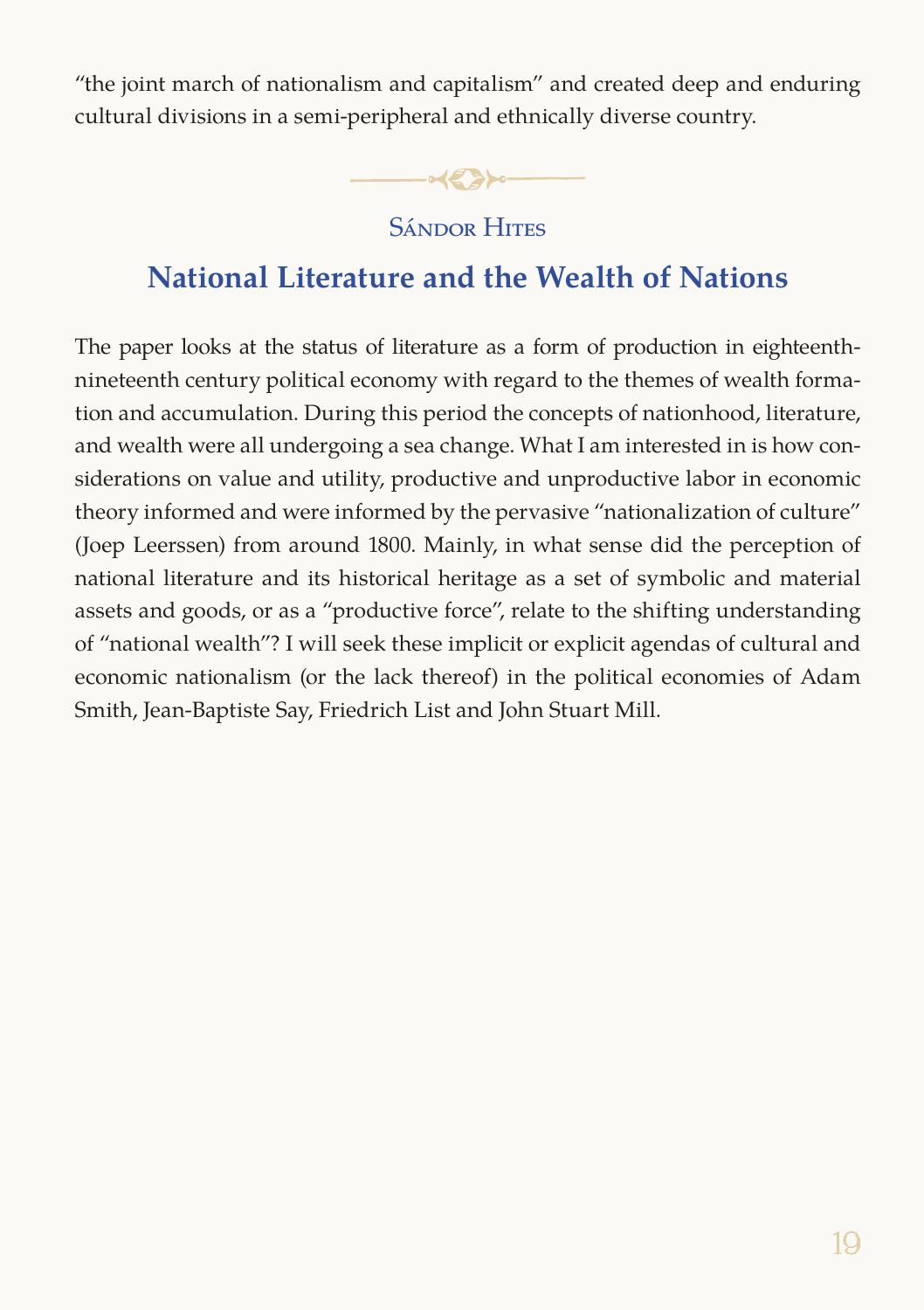"the joint march of nationalism and capitalism" and created deep and enduring cultural divisions in a semi-peripheral and ethnically diverse country.

Sándor Hites

## National Literature and the Wealth of Nations

The paper looks at the status of literature as a form of production in eighteenth-nineteenth century political economy with regard to the themes of wealth formation and accumulation. During this period the concepts of nationhood, literature, and wealth were all undergoing a sea change. What I am interested in is how considerations on value and utility, productive and unproductive labor in economic theory informed and were informed by the pervasive "nationalization of culture" (Joep Leerssen) from around 1800. Mainly, in what sense did the perception of national literature and its historical heritage as a set of symbolic and material assets and goods, or as a "productive force", relate to the shifting understanding of "national wealth"? I will seek these implicit or explicit agendas of cultural and economic nationalism (or the lack thereof) in the political economies of Adam Smith, Jean-Baptiste Say, Friedrich List and John Stuart Mill.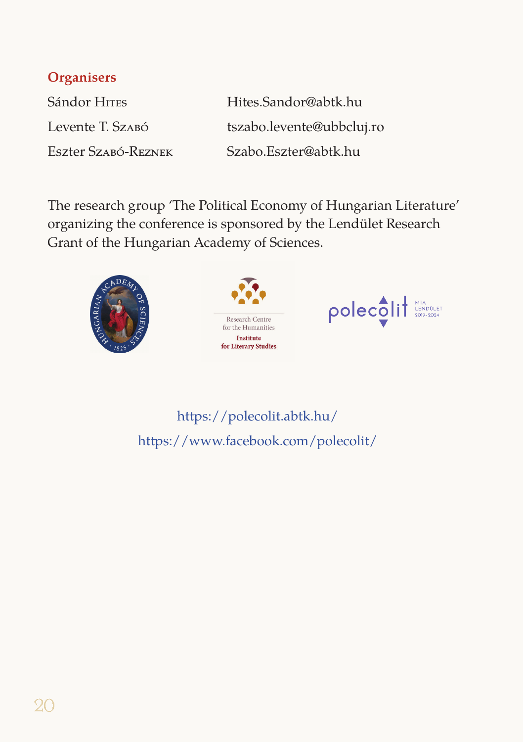## Organisers

| | |
|---|---|
| Sándor Hites | Hites.Sandor@abtk.hu |
| Levente T. Szabó | tszabo.levente@ubbcluj.ro |
| Eszter Szabó-Reznek | Szabo.Eszter@abtk.hu |

The research group ‘The Political Economy of Hungarian Literature’ organizing the conference is sponsored by the Lendület Research Grant of the Hungarian Academy of Sciences.

https://polecolit.abtk.hu/

https://www.facebook.com/polecolit/